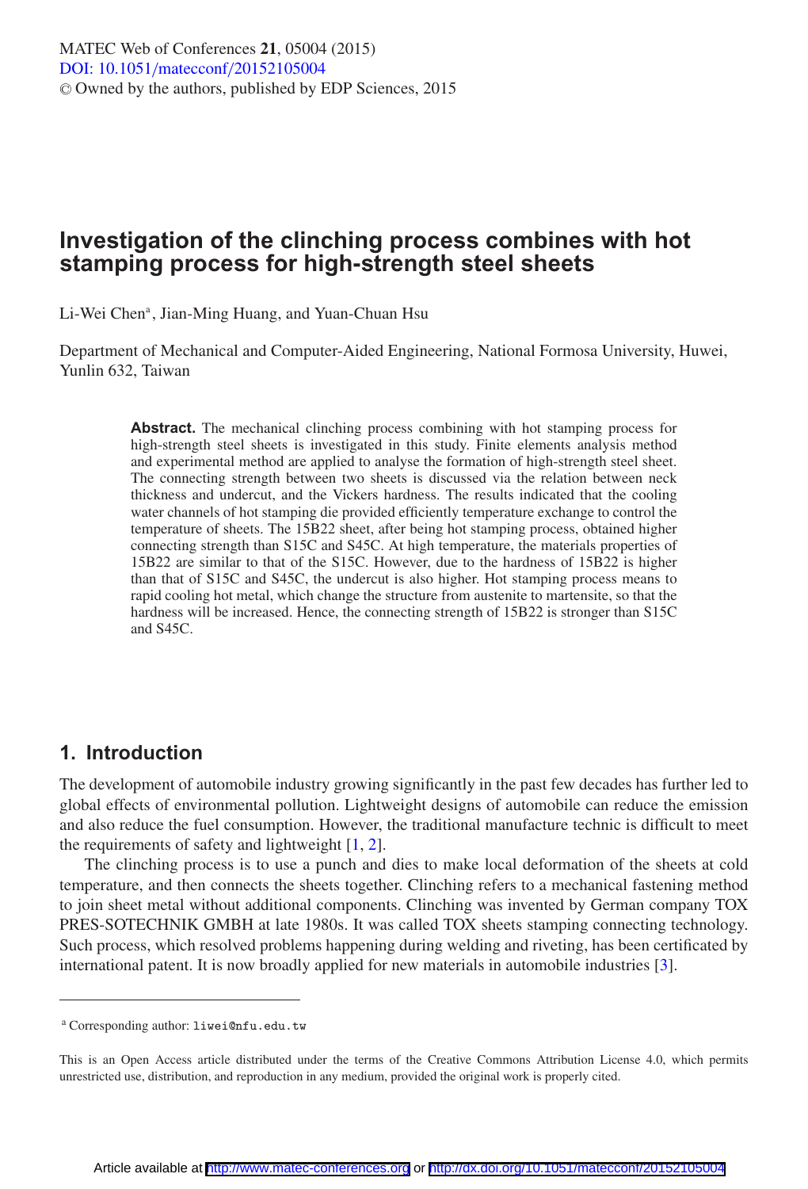# Investigation of the clinching process combines with hot stamping process for high-strength steel sheets

Li-Wei Chen[a], Jian-Ming Huang, and Yuan-Chuan Hsu

Department of Mechanical and Computer-Aided Engineering, National Formosa University, Huwei, Yunlin 632, Taiwan

**Abstract.** The mechanical clinching process combining with hot stamping process for high-strength steel sheets is investigated in this study. Finite elements analysis method and experimental method are applied to analyse the formation of high-strength steel sheet. The connecting strength between two sheets is discussed via the relation between neck thickness and undercut, and the Vickers hardness. The results indicated that the cooling water channels of hot stamping die provided efficiently temperature exchange to control the temperature of sheets. The 15B22 sheet, after being hot stamping process, obtained higher connecting strength than S15C and S45C. At high temperature, the materials properties of 15B22 are similar to that of the S15C. However, due to the hardness of 15B22 is higher than that of S15C and S45C, the undercut is also higher. Hot stamping process means to rapid cooling hot metal, which change the structure from austenite to martensite, so that the hardness will be increased. Hence, the connecting strength of 15B22 is stronger than S15C and S45C.

## 1. Introduction

The development of automobile industry growing significantly in the past few decades has further led to global effects of environmental pollution. Lightweight designs of automobile can reduce the emission and also reduce the fuel consumption. However, the traditional manufacture technic is difficult to meet the requirements of safety and lightweight [1, 2].

The clinching process is to use a punch and dies to make local deformation of the sheets at cold temperature, and then connects the sheets together. Clinching refers to a mechanical fastening method to join sheet metal without additional components. Clinching was invented by German company TOX PRES-SOTECHNIK GMBH at late 1980s. It was called TOX sheets stamping connecting technology. Such process, which resolved problems happening during welding and riveting, has been certificated by international patent. It is now broadly applied for new materials in automobile industries [3].

[a] Corresponding author: liwei@nfu.edu.tw

This is an Open Access article distributed under the terms of the Creative Commons Attribution License 4.0, which permits unrestricted use, distribution, and reproduction in any medium, provided the original work is properly cited.

Article available at http://www.matec-conferences.org or http://dx.doi.org/10.1051/matecconf/20152105004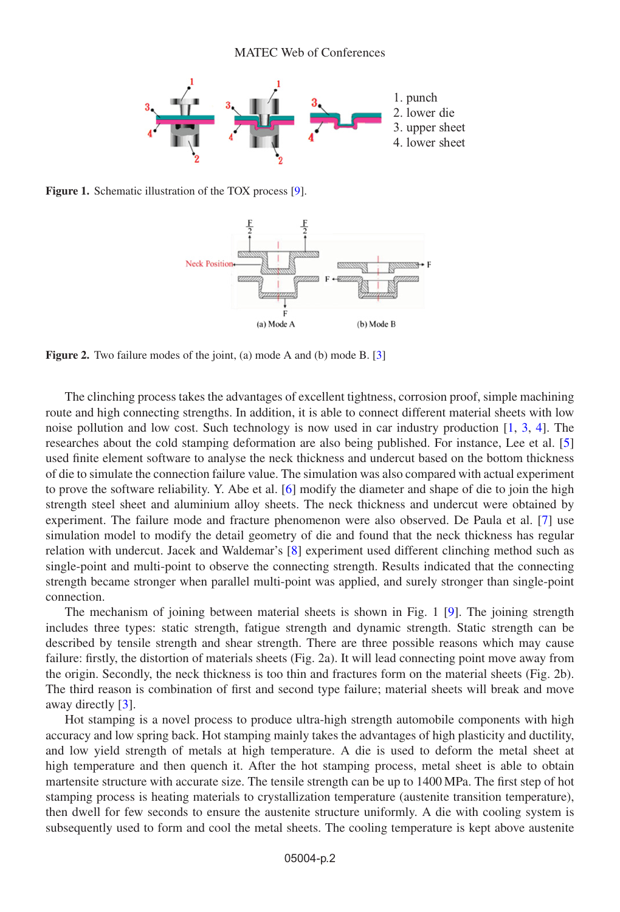1. punch
2. lower die
3. upper sheet
4. lower sheet

**Figure 1.** Schematic illustration of the TOX process [9].

**Figure 2.** Two failure modes of the joint, (a) mode A and (b) mode B. [3]

The clinching process takes the advantages of excellent tightness, corrosion proof, simple machining route and high connecting strengths. In addition, it is able to connect different material sheets with low noise pollution and low cost. Such technology is now used in car industry production [1, 3, 4]. The researches about the cold stamping deformation are also being published. For instance, Lee et al. [5] used finite element software to analyse the neck thickness and undercut based on the bottom thickness of die to simulate the connection failure value. The simulation was also compared with actual experiment to prove the software reliability. Y. Abe et al. [6] modify the diameter and shape of die to join the high strength steel sheet and aluminium alloy sheets. The neck thickness and undercut were obtained by experiment. The failure mode and fracture phenomenon were also observed. De Paula et al. [7] use simulation model to modify the detail geometry of die and found that the neck thickness has regular relation with undercut. Jacek and Waldemar's [8] experiment used different clinching method such as single-point and multi-point to observe the connecting strength. Results indicated that the connecting strength became stronger when parallel multi-point was applied, and surely stronger than single-point connection.

The mechanism of joining between material sheets is shown in Fig. 1 [9]. The joining strength includes three types: static strength, fatigue strength and dynamic strength. Static strength can be described by tensile strength and shear strength. There are three possible reasons which may cause failure: firstly, the distortion of materials sheets (Fig. 2a). It will lead connecting point move away from the origin. Secondly, the neck thickness is too thin and fractures form on the material sheets (Fig. 2b). The third reason is combination of first and second type failure; material sheets will break and move away directly [3].

Hot stamping is a novel process to produce ultra-high strength automobile components with high accuracy and low spring back. Hot stamping mainly takes the advantages of high plasticity and ductility, and low yield strength of metals at high temperature. A die is used to deform the metal sheet at high temperature and then quench it. After the hot stamping process, metal sheet is able to obtain martensite structure with accurate size. The tensile strength can be up to 1400 MPa. The first step of hot stamping process is heating materials to crystallization temperature (austenite transition temperature), then dwell for few seconds to ensure the austenite structure uniformly. A die with cooling system is subsequently used to form and cool the metal sheets. The cooling temperature is kept above austenite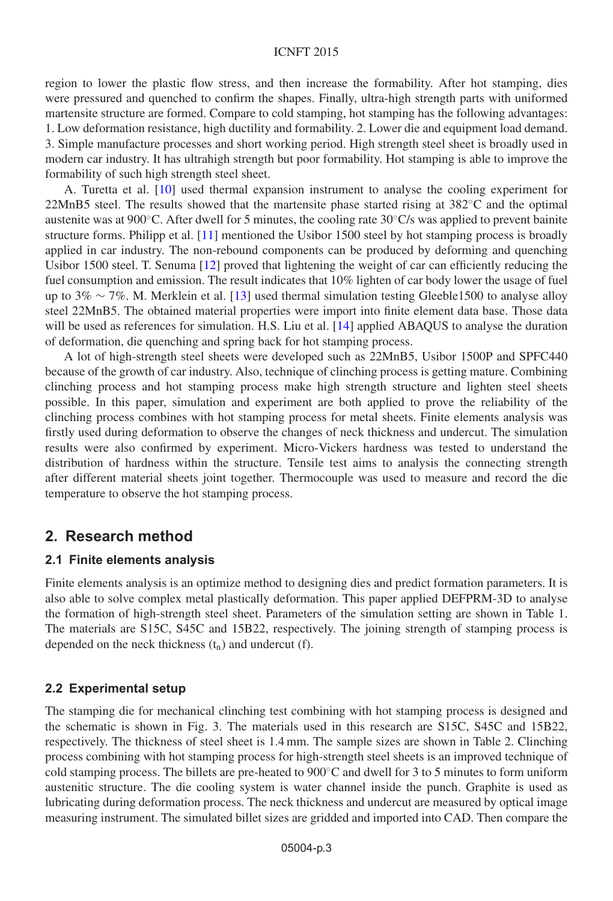region to lower the plastic flow stress, and then increase the formability. After hot stamping, dies were pressured and quenched to confirm the shapes. Finally, ultra-high strength parts with uniformed martensite structure are formed. Compare to cold stamping, hot stamping has the following advantages: 1. Low deformation resistance, high ductility and formability. 2. Lower die and equipment load demand. 3. Simple manufacture processes and short working period. High strength steel sheet is broadly used in modern car industry. It has ultrahigh strength but poor formability. Hot stamping is able to improve the formability of such high strength steel sheet.

A. Turetta et al. [10] used thermal expansion instrument to analyse the cooling experiment for 22MnB5 steel. The results showed that the martensite phase started rising at 382°C and the optimal austenite was at 900°C. After dwell for 5 minutes, the cooling rate 30°C/s was applied to prevent bainite structure forms. Philipp et al. [11] mentioned the Usibor 1500 steel by hot stamping process is broadly applied in car industry. The non-rebound components can be produced by deforming and quenching Usibor 1500 steel. T. Senuma [12] proved that lightening the weight of car can efficiently reducing the fuel consumption and emission. The result indicates that 10% lighten of car body lower the usage of fuel up to 3% ∼ 7%. M. Merklein et al. [13] used thermal simulation testing Gleeble1500 to analyse alloy steel 22MnB5. The obtained material properties were import into finite element data base. Those data will be used as references for simulation. H.S. Liu et al. [14] applied ABAQUS to analyse the duration of deformation, die quenching and spring back for hot stamping process.

A lot of high-strength steel sheets were developed such as 22MnB5, Usibor 1500P and SPFC440 because of the growth of car industry. Also, technique of clinching process is getting mature. Combining clinching process and hot stamping process make high strength structure and lighten steel sheets possible. In this paper, simulation and experiment are both applied to prove the reliability of the clinching process combines with hot stamping process for metal sheets. Finite elements analysis was firstly used during deformation to observe the changes of neck thickness and undercut. The simulation results were also confirmed by experiment. Micro-Vickers hardness was tested to understand the distribution of hardness within the structure. Tensile test aims to analysis the connecting strength after different material sheets joint together. Thermocouple was used to measure and record the die temperature to observe the hot stamping process.

## 2. Research method

### 2.1 Finite elements analysis

Finite elements analysis is an optimize method to designing dies and predict formation parameters. It is also able to solve complex metal plastically deformation. This paper applied DEFPRM-3D to analyse the formation of high-strength steel sheet. Parameters of the simulation setting are shown in Table 1. The materials are S15C, S45C and 15B22, respectively. The joining strength of stamping process is depended on the neck thickness ($t_n$) and undercut (f).

### 2.2 Experimental setup

The stamping die for mechanical clinching test combining with hot stamping process is designed and the schematic is shown in Fig. 3. The materials used in this research are S15C, S45C and 15B22, respectively. The thickness of steel sheet is 1.4 mm. The sample sizes are shown in Table 2. Clinching process combining with hot stamping process for high-strength steel sheets is an improved technique of cold stamping process. The billets are pre-heated to 900°C and dwell for 3 to 5 minutes to form uniform austenitic structure. The die cooling system is water channel inside the punch. Graphite is used as lubricating during deformation process. The neck thickness and undercut are measured by optical image measuring instrument. The simulated billet sizes are gridded and imported into CAD. Then compare the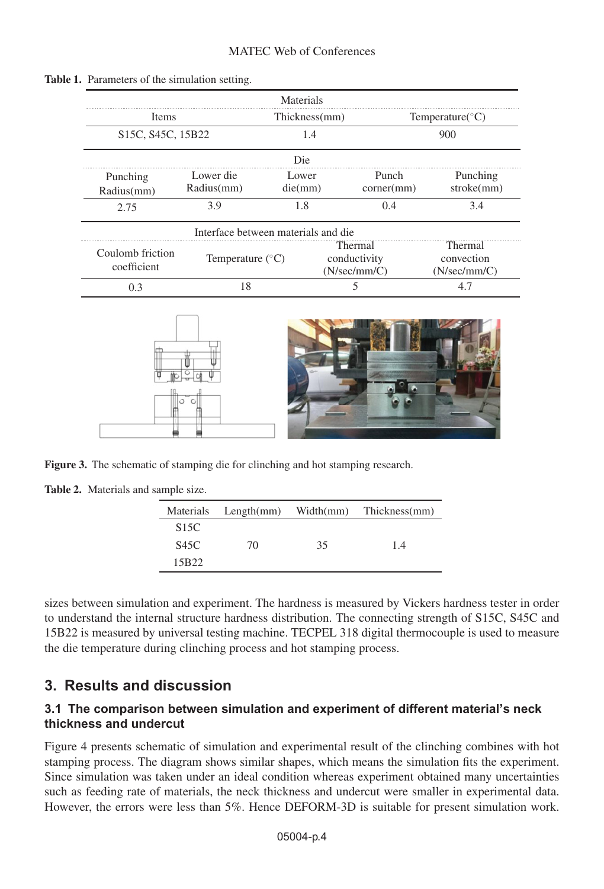**Table 1.** Parameters of the simulation setting.

| Materials | | |
|---|---|---|
| Items | Thickness(mm) | Temperature(°C) |
| S15C, S45C, 15B22 | 1.4 | 900 |

| Die | | | | |
|---|---|---|---|---|
| Punching Radius(mm) | Lower die Radius(mm) | Lower die(mm) | Punch corner(mm) | Punching stroke(mm) |
| 2.75 | 3.9 | 1.8 | 0.4 | 3.4 |

| Interface between materials and die | | | |
|---|---|---|---|
| Coulomb friction coefficient | Temperature (°C) | Thermal conductivity (N/sec/mm/C) | Thermal convection (N/sec/mm/C) |
| 0.3 | 18 | 5 | 4.7 |

**Figure 3.** The schematic of stamping die for clinching and hot stamping research.

**Table 2.** Materials and sample size.

| Materials | Length(mm) | Width(mm) | Thickness(mm) |
|---|---|---|---|
| S15C | | | |
| S45C | 70 | 35 | 1.4 |
| 15B22 | | | |

sizes between simulation and experiment. The hardness is measured by Vickers hardness tester in order to understand the internal structure hardness distribution. The connecting strength of S15C, S45C and 15B22 is measured by universal testing machine. TECPEL 318 digital thermocouple is used to measure the die temperature during clinching process and hot stamping process.

## 3. Results and discussion

### 3.1 The comparison between simulation and experiment of different material's neck thickness and undercut

Figure 4 presents schematic of simulation and experimental result of the clinching combines with hot stamping process. The diagram shows similar shapes, which means the simulation fits the experiment. Since simulation was taken under an ideal condition whereas experiment obtained many uncertainties such as feeding rate of materials, the neck thickness and undercut were smaller in experimental data. However, the errors were less than 5%. Hence DEFORM-3D is suitable for present simulation work.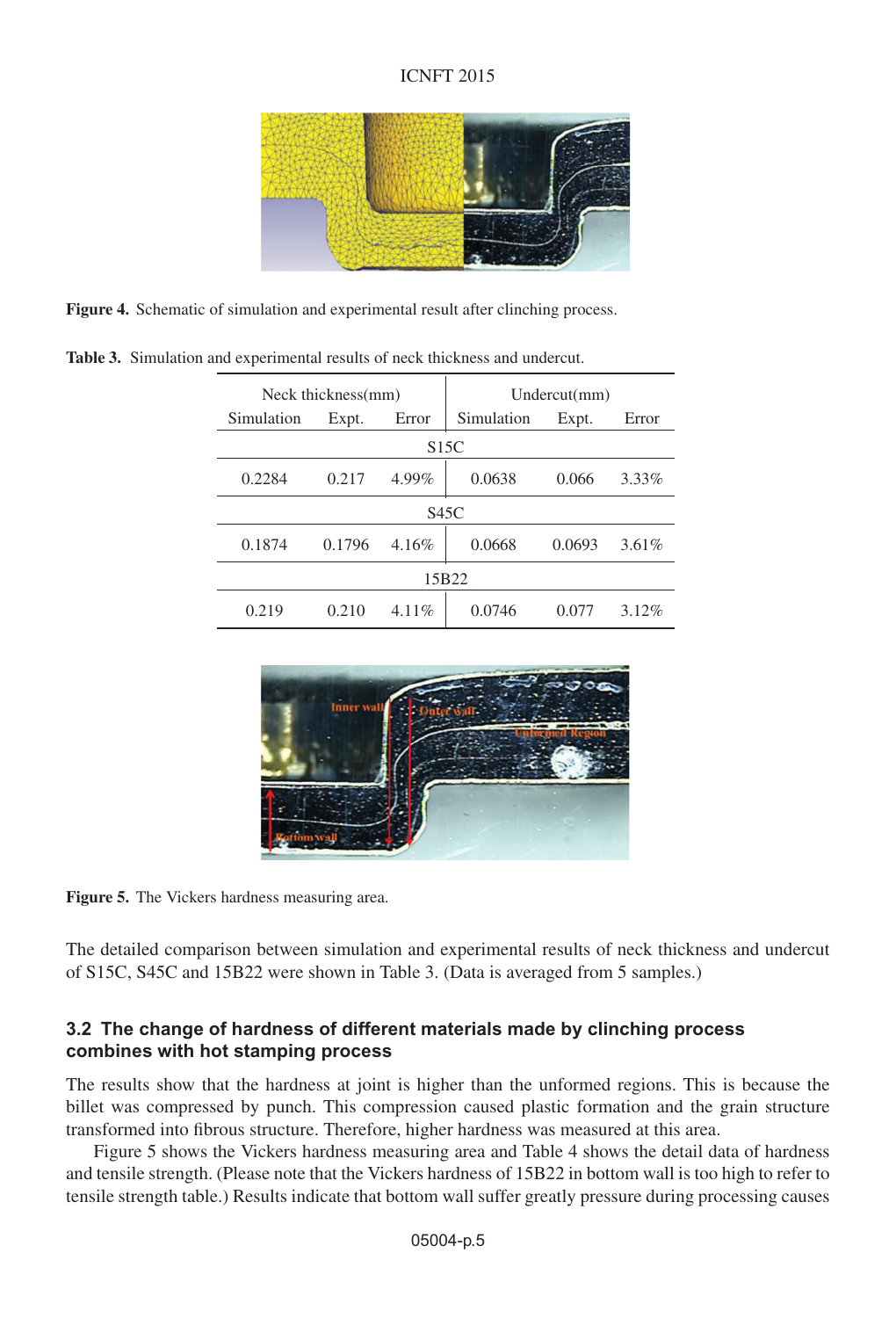Figure 4. Schematic of simulation and experimental result after clinching process.

Table 3. Simulation and experimental results of neck thickness and undercut.

| Neck thickness(mm) | | | Undercut(mm) | | |
|---|---|---|---|---|---|
| Simulation | Expt. | Error | Simulation | Expt. | Error |
| S15C | | | | | |
| 0.2284 | 0.217 | 4.99% | 0.0638 | 0.066 | 3.33% |
| S45C | | | | | |
| 0.1874 | 0.1796 | 4.16% | 0.0668 | 0.0693 | 3.61% |
| 15B22 | | | | | |
| 0.219 | 0.210 | 4.11% | 0.0746 | 0.077 | 3.12% |

Figure 5. The Vickers hardness measuring area.

The detailed comparison between simulation and experimental results of neck thickness and undercut of S15C, S45C and 15B22 were shown in Table 3. (Data is averaged from 5 samples.)

### 3.2 The change of hardness of different materials made by clinching process combines with hot stamping process

The results show that the hardness at joint is higher than the unformed regions. This is because the billet was compressed by punch. This compression caused plastic formation and the grain structure transformed into fibrous structure. Therefore, higher hardness was measured at this area.

Figure 5 shows the Vickers hardness measuring area and Table 4 shows the detail data of hardness and tensile strength. (Please note that the Vickers hardness of 15B22 in bottom wall is too high to refer to tensile strength table.) Results indicate that bottom wall suffer greatly pressure during processing causes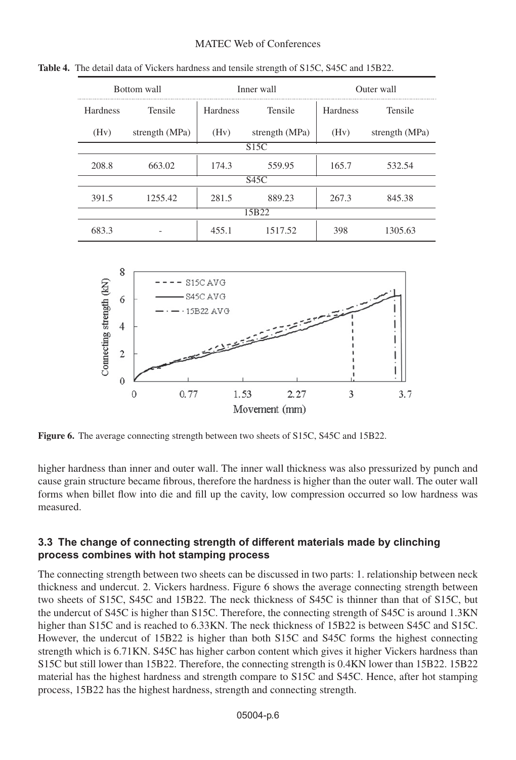**Table 4.** The detail data of Vickers hardness and tensile strength of S15C, S45C and 15B22.

| Bottom wall | | Inner wall | | Outer wall | |
|---|---|---|---|---|---|
| Hardness (Hv) | Tensile strength (MPa) | Hardness (Hv) | Tensile strength (MPa) | Hardness (Hv) | Tensile strength (MPa) |
| S15C | | | | | |
| 208.8 | 663.02 | 174.3 | 559.95 | 165.7 | 532.54 |
| S45C | | | | | |
| 391.5 | 1255.42 | 281.5 | 889.23 | 267.3 | 845.38 |
| 15B22 | | | | | |
| 683.3 | - | 455.1 | 1517.52 | 398 | 1305.63 |

**Figure 6.** The average connecting strength between two sheets of S15C, S45C and 15B22.

higher hardness than inner and outer wall. The inner wall thickness was also pressurized by punch and cause grain structure became fibrous, therefore the hardness is higher than the outer wall. The outer wall forms when billet flow into die and fill up the cavity, low compression occurred so low hardness was measured.

### 3.3 The change of connecting strength of different materials made by clinching process combines with hot stamping process

The connecting strength between two sheets can be discussed in two parts: 1. relationship between neck thickness and undercut. 2. Vickers hardness. Figure 6 shows the average connecting strength between two sheets of S15C, S45C and 15B22. The neck thickness of S45C is thinner than that of S15C, but the undercut of S45C is higher than S15C. Therefore, the connecting strength of S45C is around 1.3KN higher than S15C and is reached to 6.33KN. The neck thickness of 15B22 is between S45C and S15C. However, the undercut of 15B22 is higher than both S15C and S45C forms the highest connecting strength which is 6.71KN. S45C has higher carbon content which gives it higher Vickers hardness than S15C but still lower than 15B22. Therefore, the connecting strength is 0.4KN lower than 15B22. 15B22 material has the highest hardness and strength compare to S15C and S45C. Hence, after hot stamping process, 15B22 has the highest hardness, strength and connecting strength.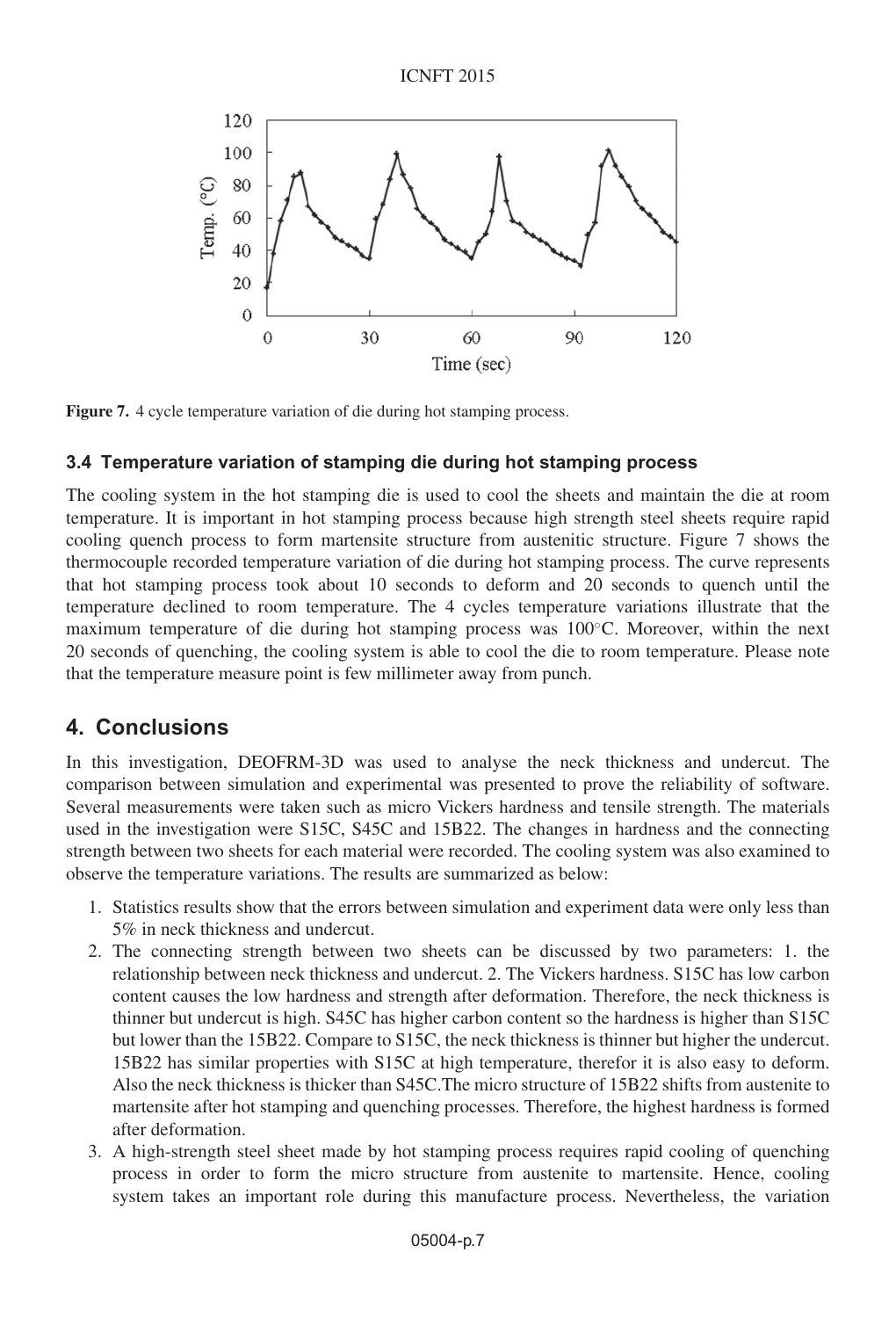**Figure 7.** 4 cycle temperature variation of die during hot stamping process.

### 3.4 Temperature variation of stamping die during hot stamping process

The cooling system in the hot stamping die is used to cool the sheets and maintain the die at room temperature. It is important in hot stamping process because high strength steel sheets require rapid cooling quench process to form martensite structure from austenitic structure. Figure 7 shows the thermocouple recorded temperature variation of die during hot stamping process. The curve represents that hot stamping process took about 10 seconds to deform and 20 seconds to quench until the temperature declined to room temperature. The 4 cycles temperature variations illustrate that the maximum temperature of die during hot stamping process was 100°C. Moreover, within the next 20 seconds of quenching, the cooling system is able to cool the die to room temperature. Please note that the temperature measure point is few millimeter away from punch.

## 4. Conclusions

In this investigation, DEOFRM-3D was used to analyse the neck thickness and undercut. The comparison between simulation and experimental was presented to prove the reliability of software. Several measurements were taken such as micro Vickers hardness and tensile strength. The materials used in the investigation were S15C, S45C and 15B22. The changes in hardness and the connecting strength between two sheets for each material were recorded. The cooling system was also examined to observe the temperature variations. The results are summarized as below:

1. Statistics results show that the errors between simulation and experiment data were only less than 5% in neck thickness and undercut.
2. The connecting strength between two sheets can be discussed by two parameters: 1. the relationship between neck thickness and undercut. 2. The Vickers hardness. S15C has low carbon content causes the low hardness and strength after deformation. Therefore, the neck thickness is thinner but undercut is high. S45C has higher carbon content so the hardness is higher than S15C but lower than the 15B22. Compare to S15C, the neck thickness is thinner but higher the undercut. 15B22 has similar properties with S15C at high temperature, therefor it is also easy to deform. Also the neck thickness is thicker than S45C.The micro structure of 15B22 shifts from austenite to martensite after hot stamping and quenching processes. Therefore, the highest hardness is formed after deformation.
3. A high-strength steel sheet made by hot stamping process requires rapid cooling of quenching process in order to form the micro structure from austenite to martensite. Hence, cooling system takes an important role during this manufacture process. Nevertheless, the variation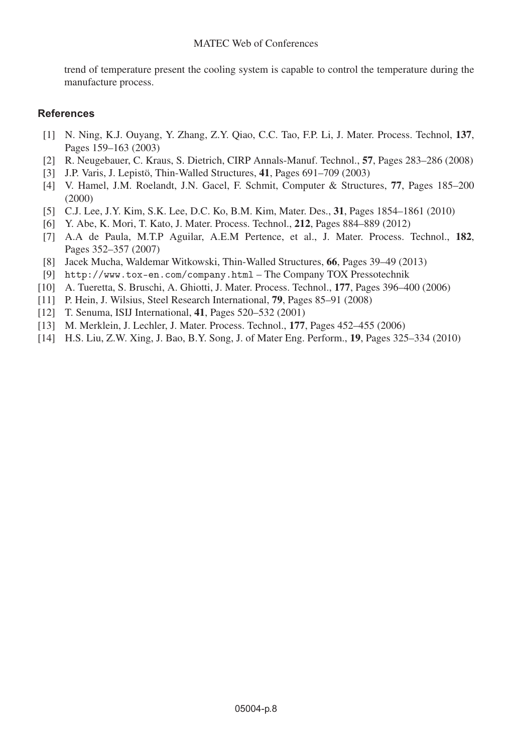trend of temperature present the cooling system is capable to control the temperature during the manufacture process.

## References

[1] N. Ning, K.J. Ouyang, Y. Zhang, Z.Y. Qiao, C.C. Tao, F.P. Li, J. Mater. Process. Technol, **137**, Pages 159–163 (2003)

[2] R. Neugebauer, C. Kraus, S. Dietrich, CIRP Annals-Manuf. Technol., **57**, Pages 283–286 (2008)

[3] J.P. Varis, J. Lepistö, Thin-Walled Structures, **41**, Pages 691–709 (2003)

[4] V. Hamel, J.M. Roelandt, J.N. Gacel, F. Schmit, Computer & Structures, **77**, Pages 185–200 (2000)

[5] C.J. Lee, J.Y. Kim, S.K. Lee, D.C. Ko, B.M. Kim, Mater. Des., **31**, Pages 1854–1861 (2010)

[6] Y. Abe, K. Mori, T. Kato, J. Mater. Process. Technol., **212**, Pages 884–889 (2012)

[7] A.A de Paula, M.T.P Aguilar, A.E.M Pertence, et al., J. Mater. Process. Technol., **182**, Pages 352–357 (2007)

[8] Jacek Mucha, Waldemar Witkowski, Thin-Walled Structures, **66**, Pages 39–49 (2013)

[9] `http://www.tox-en.com/company.html` – The Company TOX Pressotechnik

[10] A. Tueretta, S. Bruschi, A. Ghiotti, J. Mater. Process. Technol., **177**, Pages 396–400 (2006)

[11] P. Hein, J. Wilsius, Steel Research International, **79**, Pages 85–91 (2008)

[12] T. Senuma, ISIJ International, **41**, Pages 520–532 (2001)

[13] M. Merklein, J. Lechler, J. Mater. Process. Technol., **177**, Pages 452–455 (2006)

[14] H.S. Liu, Z.W. Xing, J. Bao, B.Y. Song, J. of Mater Eng. Perform., **19**, Pages 325–334 (2010)